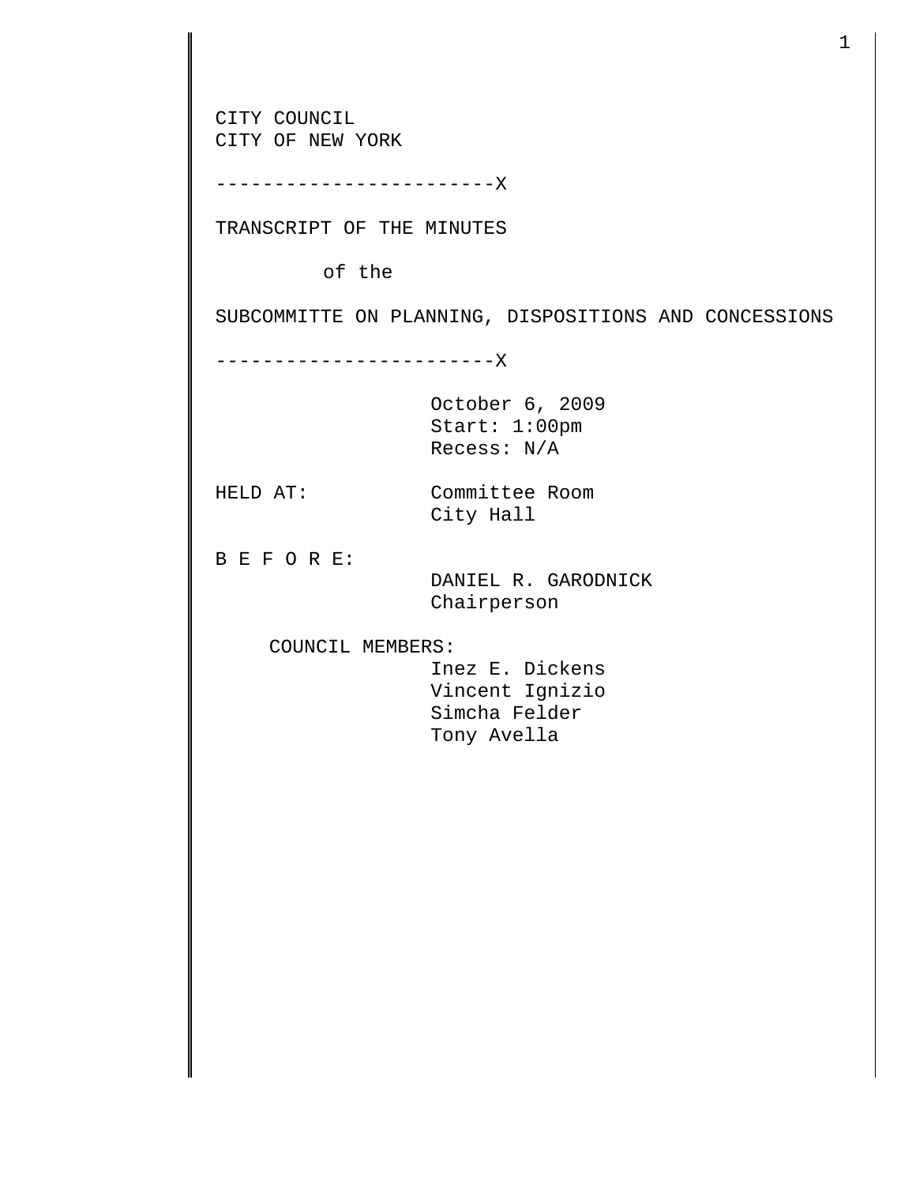CITY COUNCIL
CITY OF NEW YORK

------------------------X

TRANSCRIPT OF THE MINUTES

of the

SUBCOMMITTE ON PLANNING, DISPOSITIONS AND CONCESSIONS

------------------------X

October 6, 2009
Start: 1:00pm
Recess: N/A

HELD AT: Committee Room
City Hall

B E F O R E:
DANIEL R. GARODNICK
Chairperson

COUNCIL MEMBERS:
Inez E. Dickens
Vincent Ignizio
Simcha Felder
Tony Avella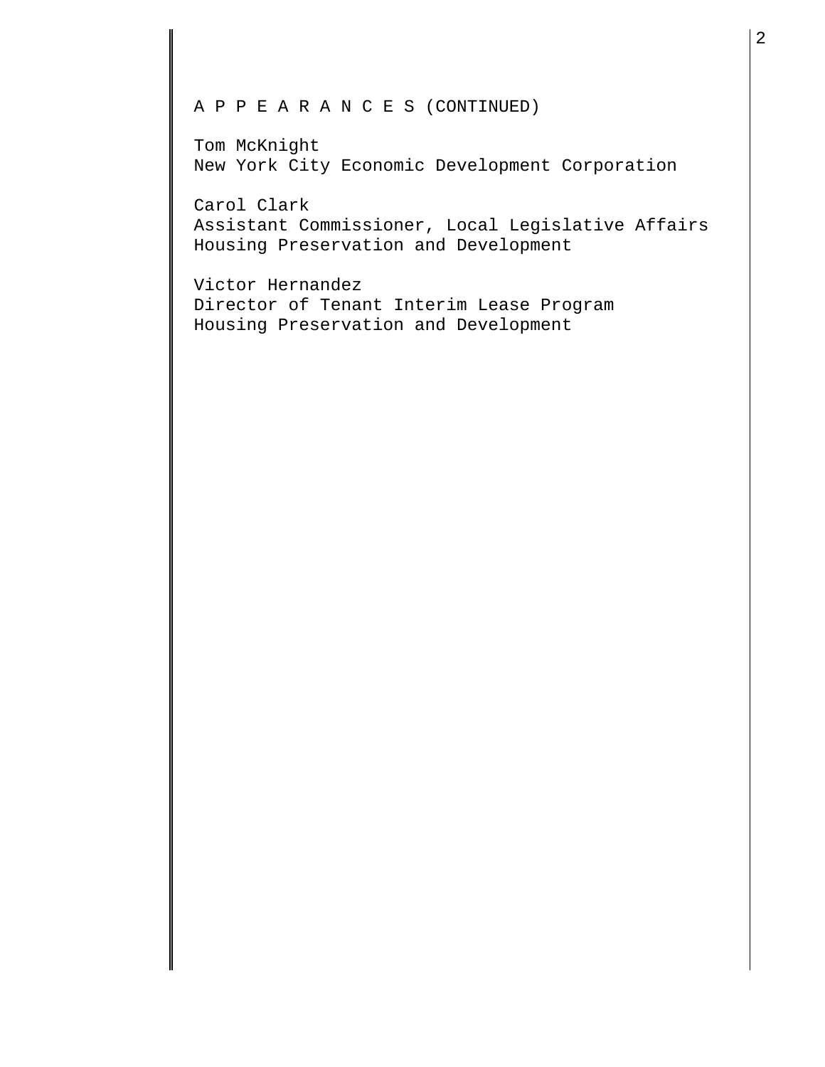A P P E A R A N C E S (CONTINUED)

Tom McKnight
New York City Economic Development Corporation

Carol Clark
Assistant Commissioner, Local Legislative Affairs
Housing Preservation and Development

Victor Hernandez
Director of Tenant Interim Lease Program
Housing Preservation and Development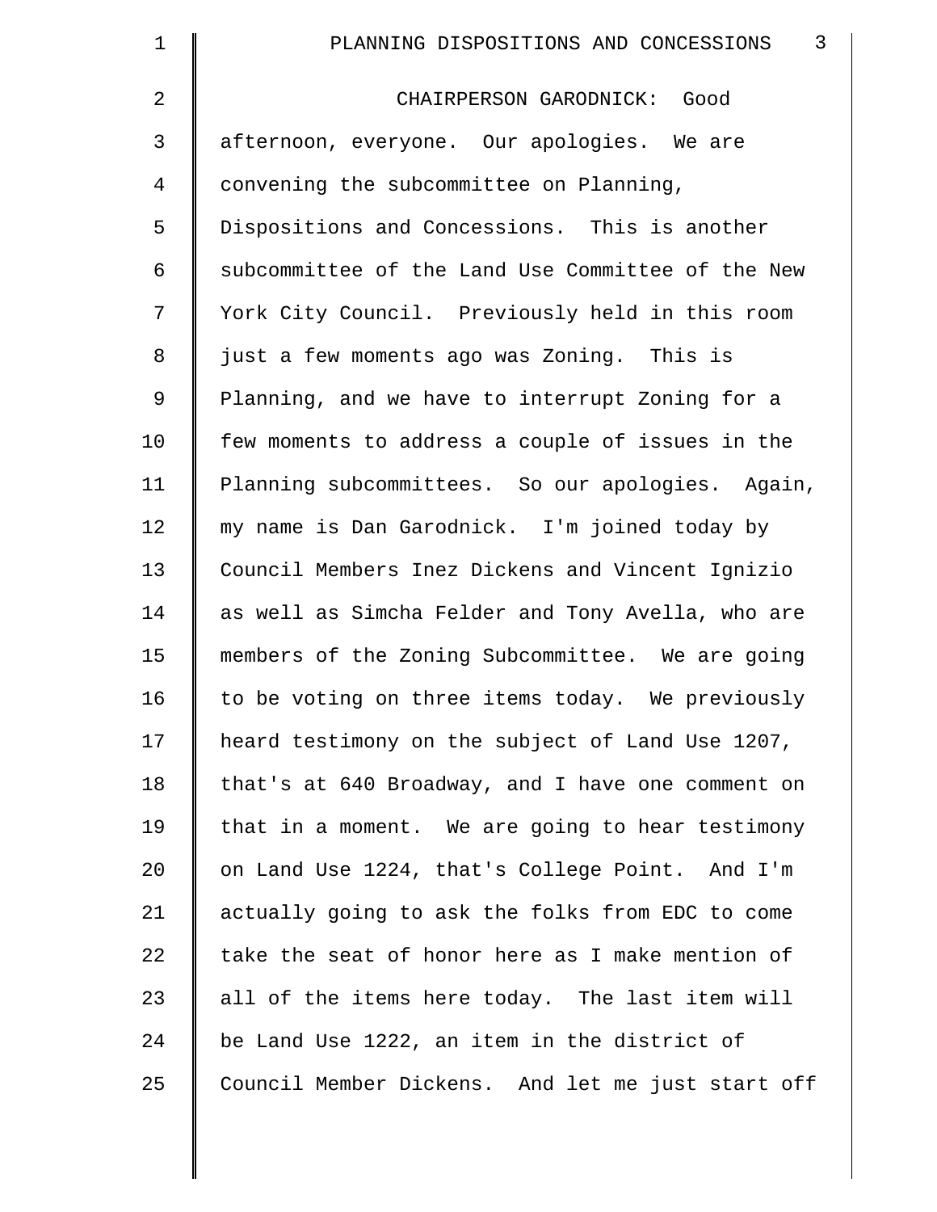CHAIRPERSON GARODNICK: Good afternoon, everyone. Our apologies. We are convening the subcommittee on Planning, Dispositions and Concessions. This is another subcommittee of the Land Use Committee of the New York City Council. Previously held in this room just a few moments ago was Zoning. This is Planning, and we have to interrupt Zoning for a few moments to address a couple of issues in the Planning subcommittees. So our apologies. Again, my name is Dan Garodnick. I'm joined today by Council Members Inez Dickens and Vincent Ignizio as well as Simcha Felder and Tony Avella, who are members of the Zoning Subcommittee. We are going to be voting on three items today. We previously heard testimony on the subject of Land Use 1207, that's at 640 Broadway, and I have one comment on that in a moment. We are going to hear testimony on Land Use 1224, that's College Point. And I'm actually going to ask the folks from EDC to come take the seat of honor here as I make mention of all of the items here today. The last item will be Land Use 1222, an item in the district of Council Member Dickens. And let me just start off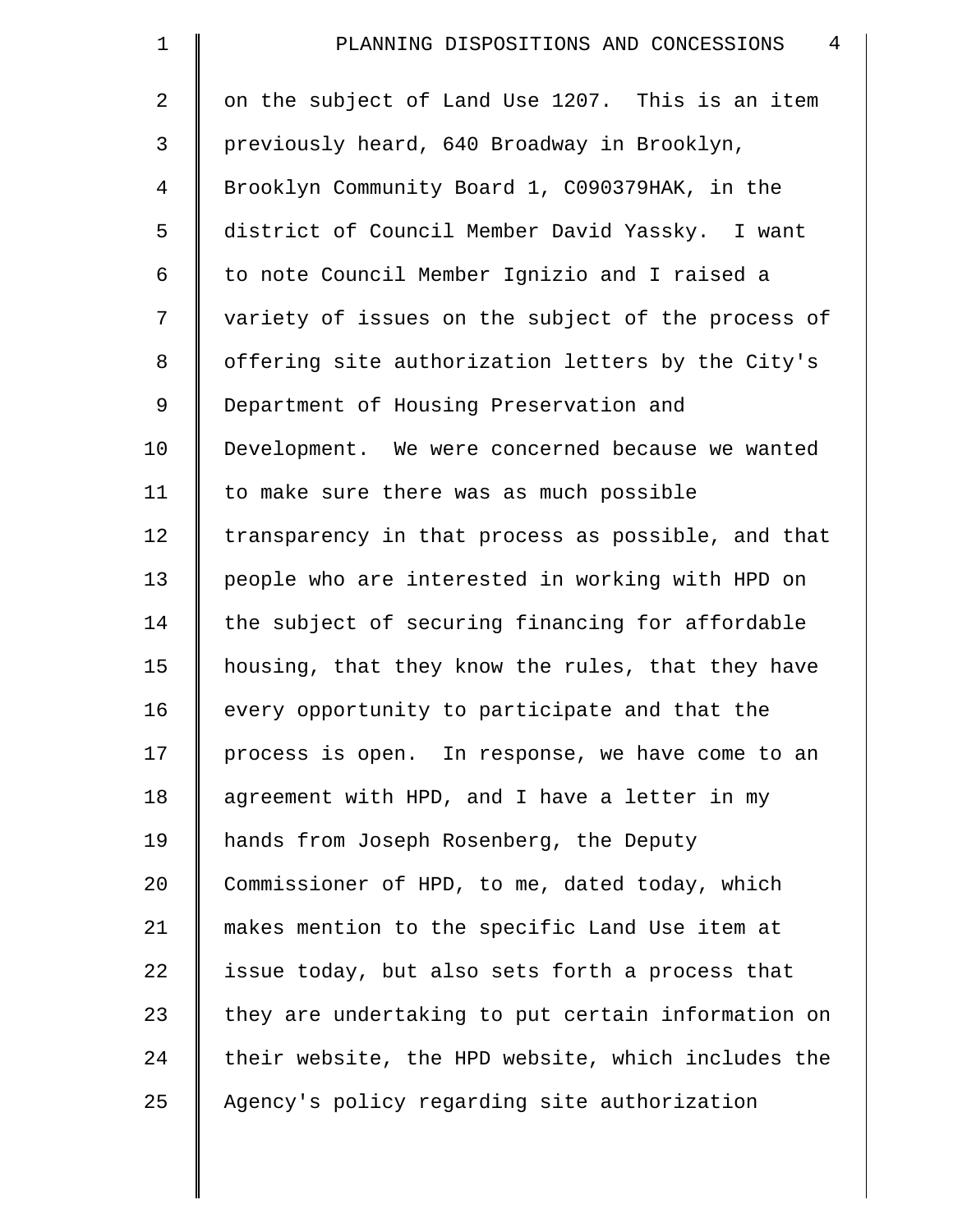on the subject of Land Use 1207. This is an item previously heard, 640 Broadway in Brooklyn, Brooklyn Community Board 1, C090379HAK, in the district of Council Member David Yassky. I want to note Council Member Ignizio and I raised a variety of issues on the subject of the process of offering site authorization letters by the City's Department of Housing Preservation and Development. We were concerned because we wanted to make sure there was as much possible transparency in that process as possible, and that people who are interested in working with HPD on the subject of securing financing for affordable housing, that they know the rules, that they have every opportunity to participate and that the process is open. In response, we have come to an agreement with HPD, and I have a letter in my hands from Joseph Rosenberg, the Deputy Commissioner of HPD, to me, dated today, which makes mention to the specific Land Use item at issue today, but also sets forth a process that they are undertaking to put certain information on their website, the HPD website, which includes the Agency's policy regarding site authorization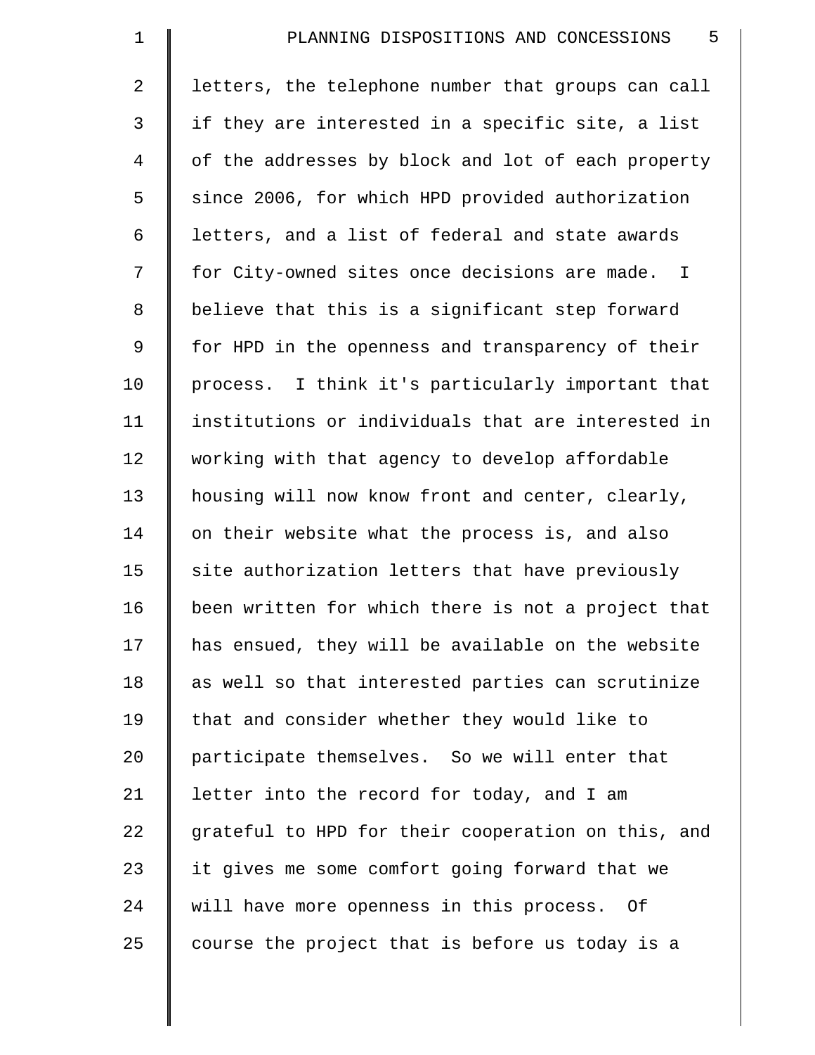letters, the telephone number that groups can call if they are interested in a specific site, a list of the addresses by block and lot of each property since 2006, for which HPD provided authorization letters, and a list of federal and state awards for City-owned sites once decisions are made. I believe that this is a significant step forward for HPD in the openness and transparency of their process. I think it's particularly important that institutions or individuals that are interested in working with that agency to develop affordable housing will now know front and center, clearly, on their website what the process is, and also site authorization letters that have previously been written for which there is not a project that has ensued, they will be available on the website as well so that interested parties can scrutinize that and consider whether they would like to participate themselves. So we will enter that letter into the record for today, and I am grateful to HPD for their cooperation on this, and it gives me some comfort going forward that we will have more openness in this process. Of course the project that is before us today is a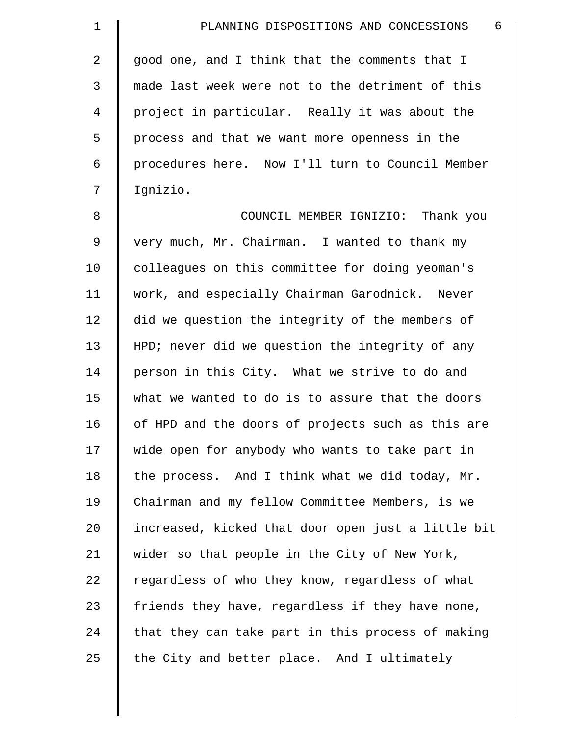good one, and I think that the comments that I made last week were not to the detriment of this project in particular. Really it was about the process and that we want more openness in the procedures here. Now I'll turn to Council Member Ignizio.

COUNCIL MEMBER IGNIZIO: Thank you very much, Mr. Chairman. I wanted to thank my colleagues on this committee for doing yeoman's work, and especially Chairman Garodnick. Never did we question the integrity of the members of HPD; never did we question the integrity of any person in this City. What we strive to do and what we wanted to do is to assure that the doors of HPD and the doors of projects such as this are wide open for anybody who wants to take part in the process. And I think what we did today, Mr. Chairman and my fellow Committee Members, is we increased, kicked that door open just a little bit wider so that people in the City of New York, regardless of who they know, regardless of what friends they have, regardless if they have none, that they can take part in this process of making the City and better place. And I ultimately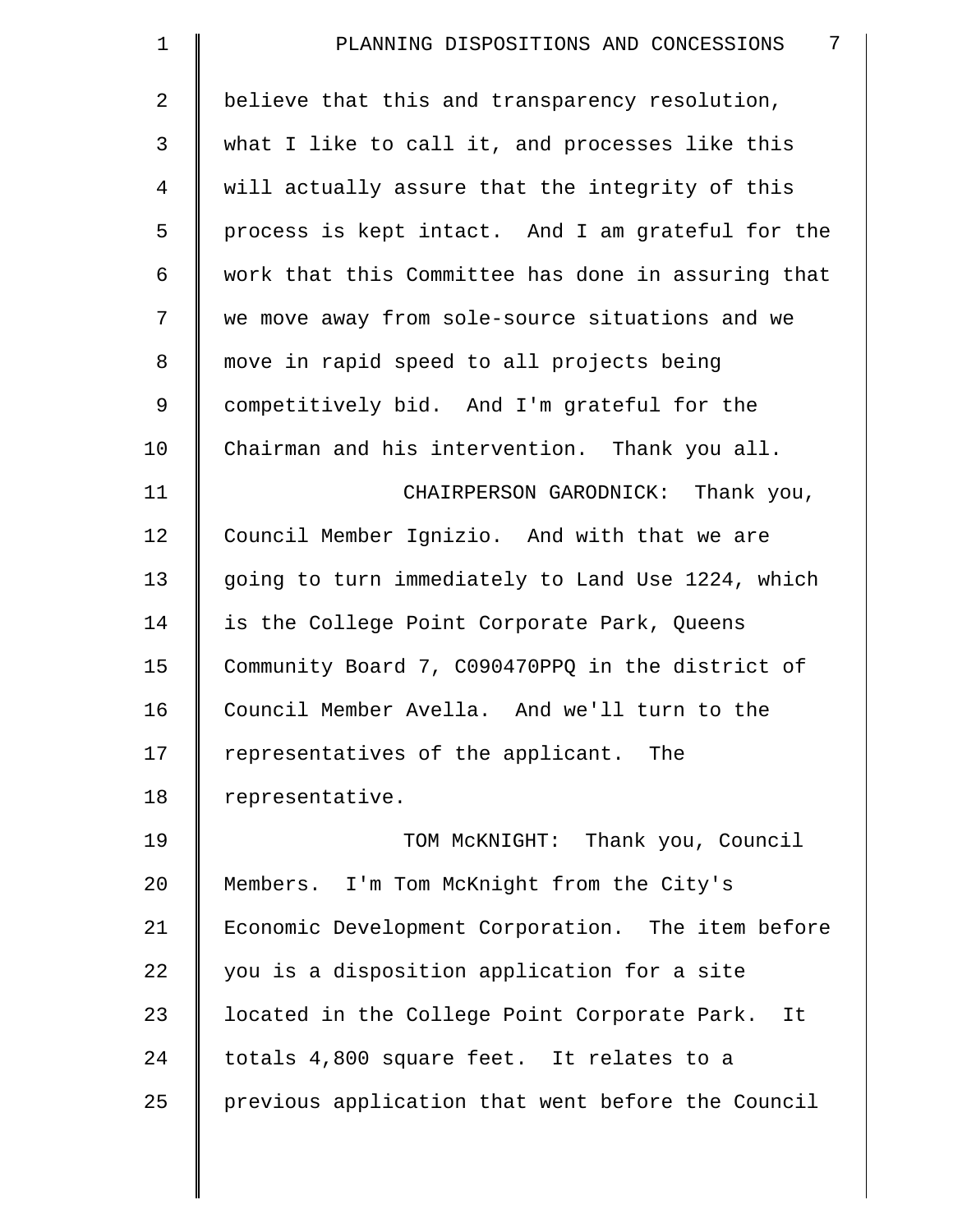believe that this and transparency resolution, what I like to call it, and processes like this will actually assure that the integrity of this process is kept intact. And I am grateful for the work that this Committee has done in assuring that we move away from sole-source situations and we move in rapid speed to all projects being competitively bid. And I'm grateful for the Chairman and his intervention. Thank you all.

CHAIRPERSON GARODNICK: Thank you, Council Member Ignizio. And with that we are going to turn immediately to Land Use 1224, which is the College Point Corporate Park, Queens Community Board 7, C090470PPQ in the district of Council Member Avella. And we'll turn to the representatives of the applicant. The representative.

TOM McKNIGHT: Thank you, Council Members. I'm Tom McKnight from the City's Economic Development Corporation. The item before you is a disposition application for a site located in the College Point Corporate Park. It totals 4,800 square feet. It relates to a previous application that went before the Council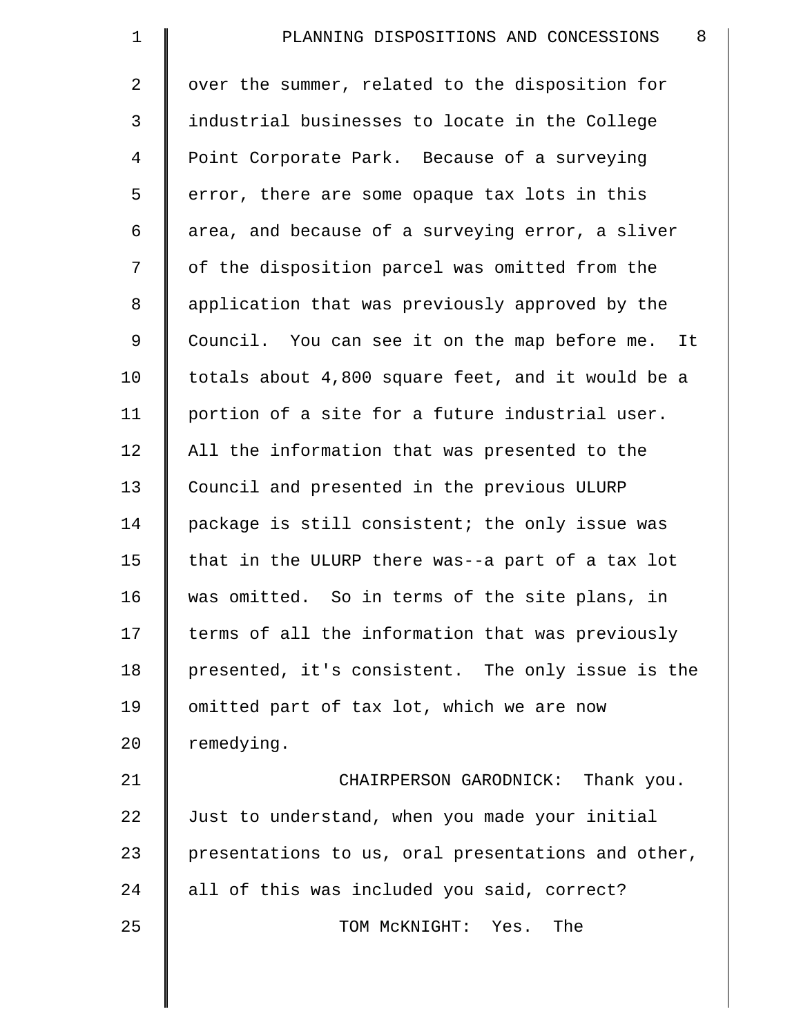over the summer, related to the disposition for industrial businesses to locate in the College Point Corporate Park. Because of a surveying error, there are some opaque tax lots in this area, and because of a surveying error, a sliver of the disposition parcel was omitted from the application that was previously approved by the Council. You can see it on the map before me. It totals about 4,800 square feet, and it would be a portion of a site for a future industrial user. All the information that was presented to the Council and presented in the previous ULURP package is still consistent; the only issue was that in the ULURP there was--a part of a tax lot was omitted. So in terms of the site plans, in terms of all the information that was previously presented, it's consistent. The only issue is the omitted part of tax lot, which we are now remedying.

CHAIRPERSON GARODNICK: Thank you. Just to understand, when you made your initial presentations to us, oral presentations and other, all of this was included you said, correct?

TOM McKNIGHT: Yes. The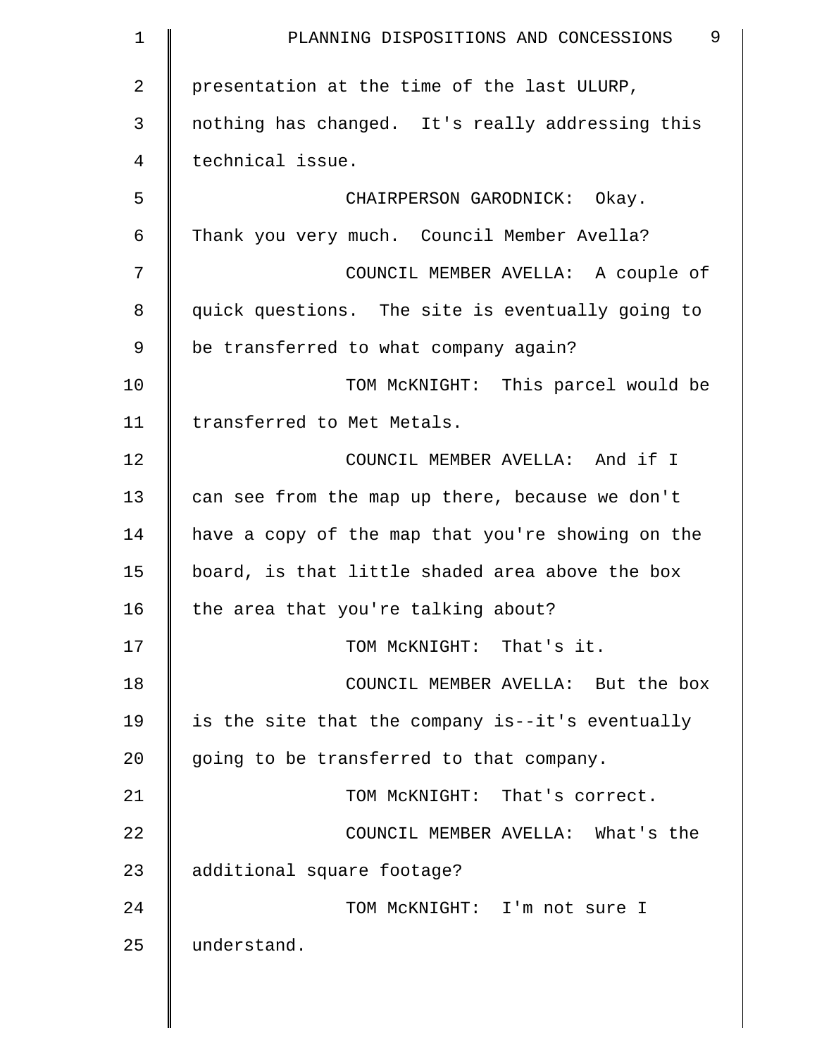presentation at the time of the last ULURP, nothing has changed. It's really addressing this technical issue.

CHAIRPERSON GARODNICK: Okay. Thank you very much. Council Member Avella?

COUNCIL MEMBER AVELLA: A couple of quick questions. The site is eventually going to be transferred to what company again?

TOM McKNIGHT: This parcel would be transferred to Met Metals.

COUNCIL MEMBER AVELLA: And if I can see from the map up there, because we don't have a copy of the map that you're showing on the board, is that little shaded area above the box the area that you're talking about?

TOM McKNIGHT: That's it.

COUNCIL MEMBER AVELLA: But the box is the site that the company is--it's eventually going to be transferred to that company.

TOM McKNIGHT: That's correct.

COUNCIL MEMBER AVELLA: What's the additional square footage?

TOM McKNIGHT: I'm not sure I understand.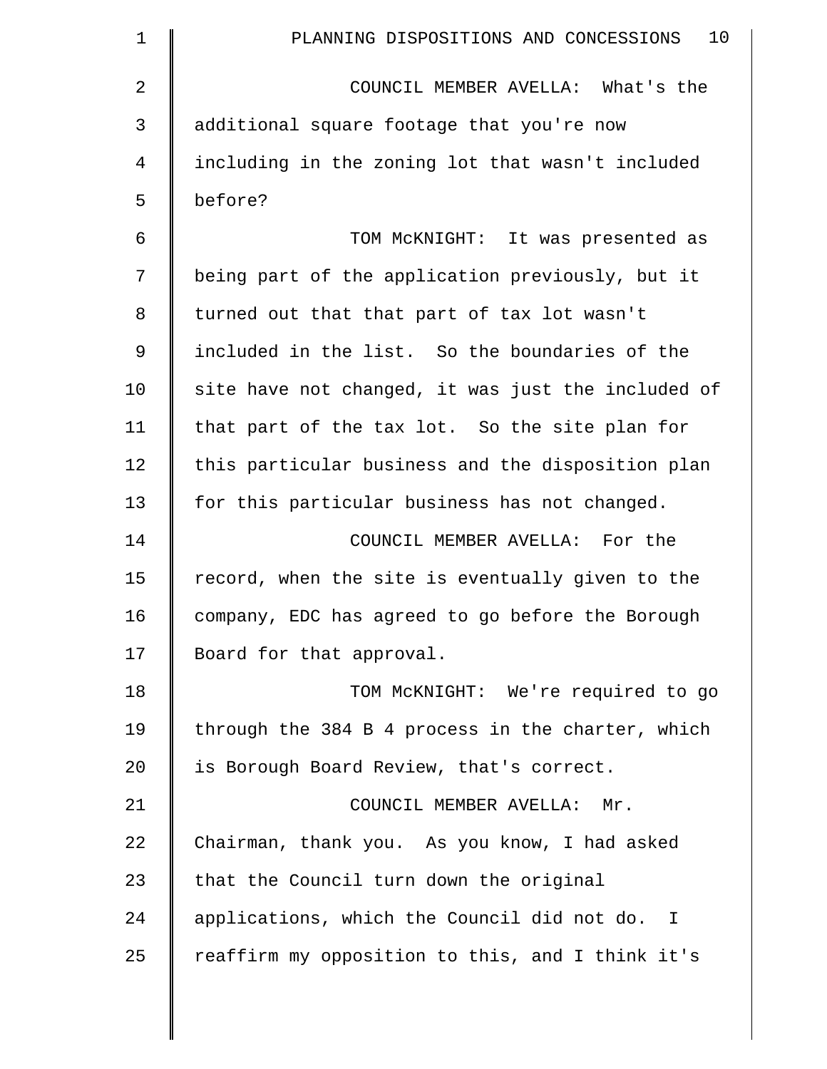COUNCIL MEMBER AVELLA: What's the additional square footage that you're now including in the zoning lot that wasn't included before?

TOM McKNIGHT: It was presented as being part of the application previously, but it turned out that that part of tax lot wasn't included in the list. So the boundaries of the site have not changed, it was just the included of that part of the tax lot. So the site plan for this particular business and the disposition plan for this particular business has not changed.

COUNCIL MEMBER AVELLA: For the record, when the site is eventually given to the company, EDC has agreed to go before the Borough Board for that approval.

TOM McKNIGHT: We're required to go through the 384 B 4 process in the charter, which is Borough Board Review, that's correct.

COUNCIL MEMBER AVELLA: Mr. Chairman, thank you. As you know, I had asked that the Council turn down the original applications, which the Council did not do. I reaffirm my opposition to this, and I think it's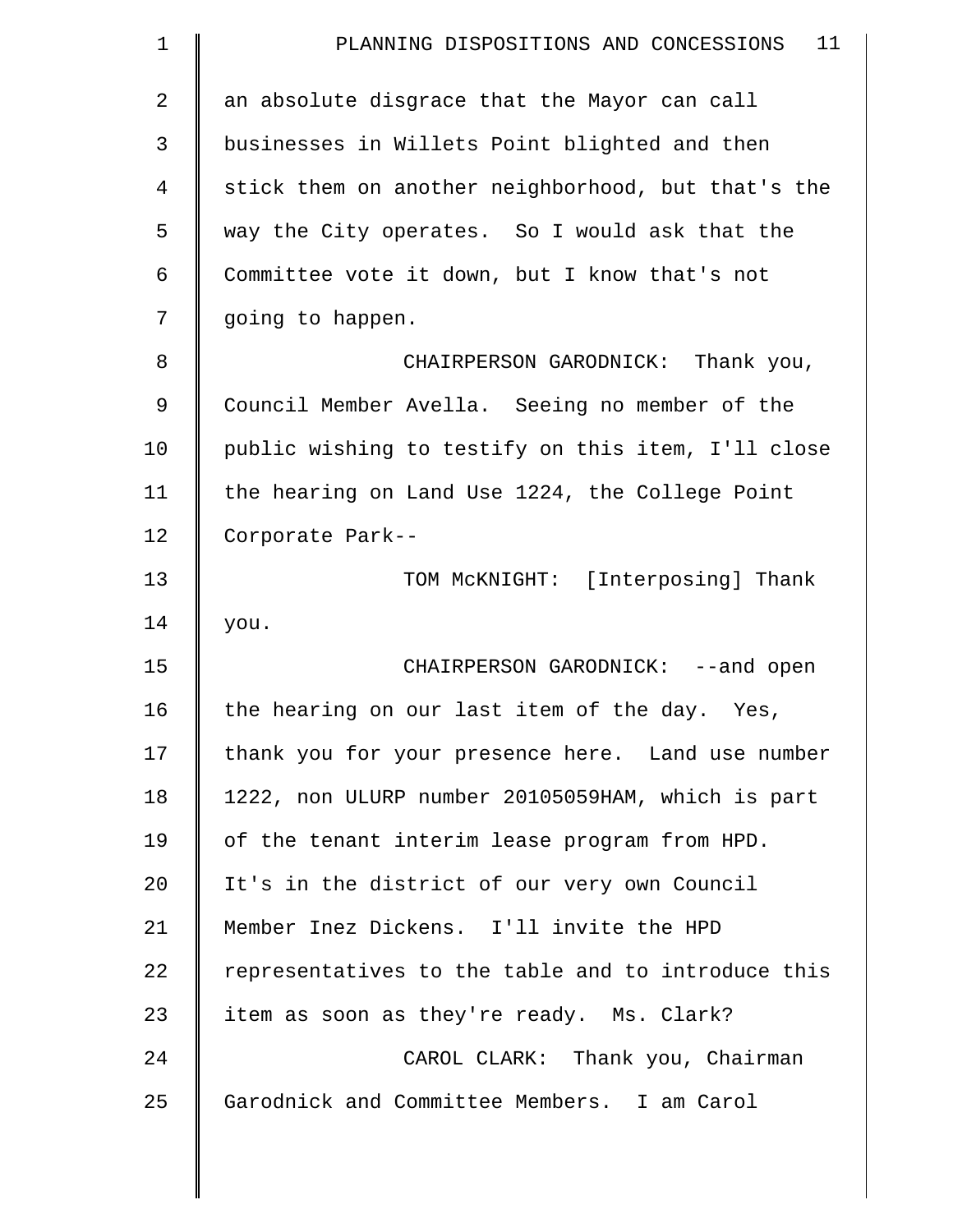an absolute disgrace that the Mayor can call businesses in Willets Point blighted and then stick them on another neighborhood, but that's the way the City operates. So I would ask that the Committee vote it down, but I know that's not going to happen.

CHAIRPERSON GARODNICK: Thank you, Council Member Avella. Seeing no member of the public wishing to testify on this item, I'll close the hearing on Land Use 1224, the College Point Corporate Park--

TOM McKNIGHT: [Interposing] Thank you.

CHAIRPERSON GARODNICK: --and open the hearing on our last item of the day. Yes, thank you for your presence here. Land use number 1222, non ULURP number 20105059HAM, which is part of the tenant interim lease program from HPD. It's in the district of our very own Council Member Inez Dickens. I'll invite the HPD representatives to the table and to introduce this item as soon as they're ready. Ms. Clark?

CAROL CLARK: Thank you, Chairman Garodnick and Committee Members. I am Carol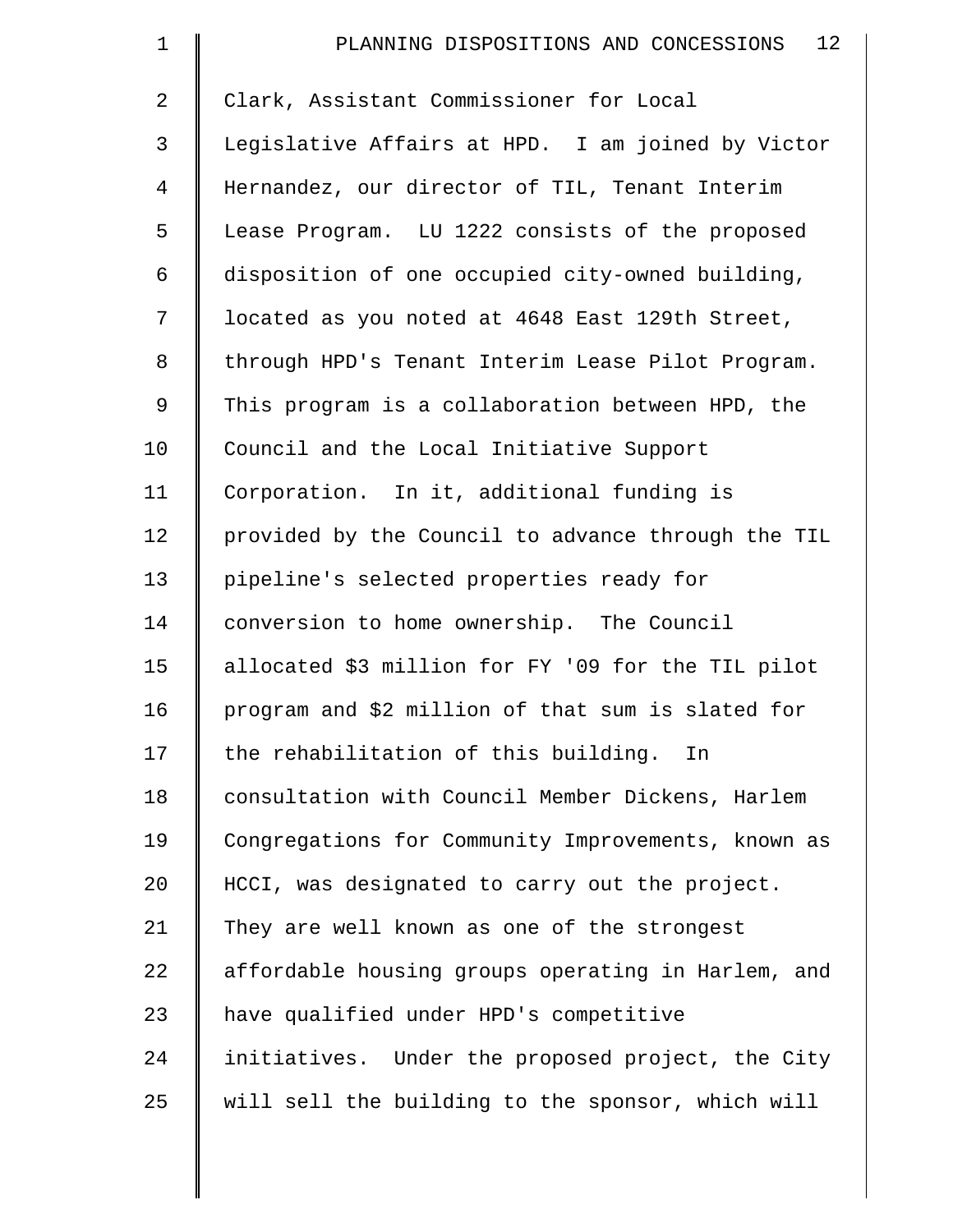Clark, Assistant Commissioner for Local Legislative Affairs at HPD. I am joined by Victor Hernandez, our director of TIL, Tenant Interim Lease Program. LU 1222 consists of the proposed disposition of one occupied city-owned building, located as you noted at 4648 East 129th Street, through HPD's Tenant Interim Lease Pilot Program. This program is a collaboration between HPD, the Council and the Local Initiative Support Corporation. In it, additional funding is provided by the Council to advance through the TIL pipeline's selected properties ready for conversion to home ownership. The Council allocated $3 million for FY '09 for the TIL pilot program and $2 million of that sum is slated for the rehabilitation of this building. In consultation with Council Member Dickens, Harlem Congregations for Community Improvements, known as HCCI, was designated to carry out the project. They are well known as one of the strongest affordable housing groups operating in Harlem, and have qualified under HPD's competitive initiatives. Under the proposed project, the City will sell the building to the sponsor, which will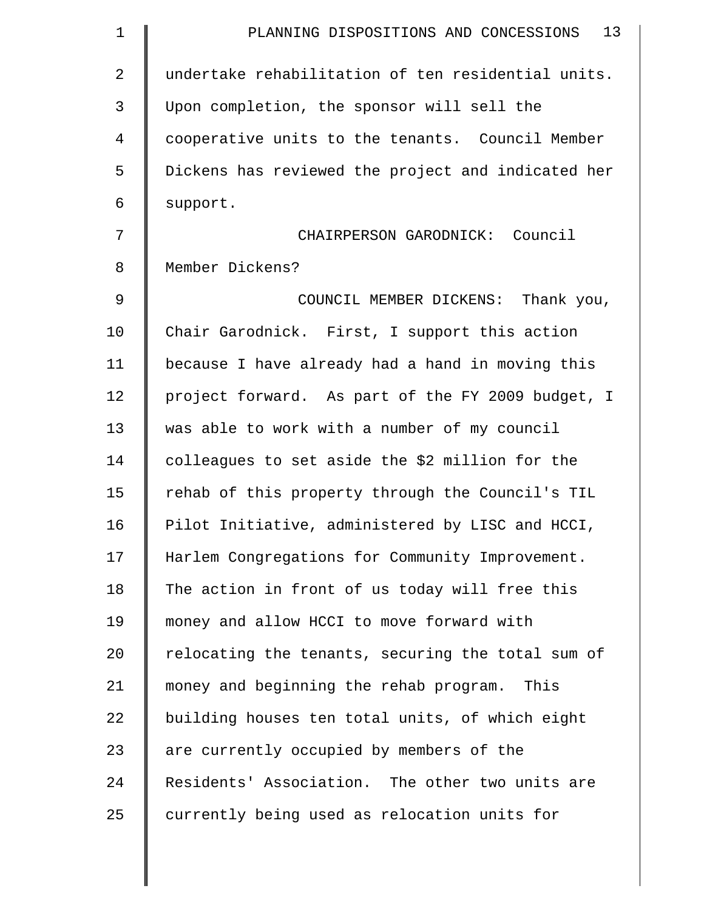undertake rehabilitation of ten residential units. Upon completion, the sponsor will sell the cooperative units to the tenants. Council Member Dickens has reviewed the project and indicated her support.

CHAIRPERSON GARODNICK: Council Member Dickens?

COUNCIL MEMBER DICKENS: Thank you, Chair Garodnick. First, I support this action because I have already had a hand in moving this project forward. As part of the FY 2009 budget, I was able to work with a number of my council colleagues to set aside the $2 million for the rehab of this property through the Council's TIL Pilot Initiative, administered by LISC and HCCI, Harlem Congregations for Community Improvement. The action in front of us today will free this money and allow HCCI to move forward with relocating the tenants, securing the total sum of money and beginning the rehab program. This building houses ten total units, of which eight are currently occupied by members of the Residents' Association. The other two units are currently being used as relocation units for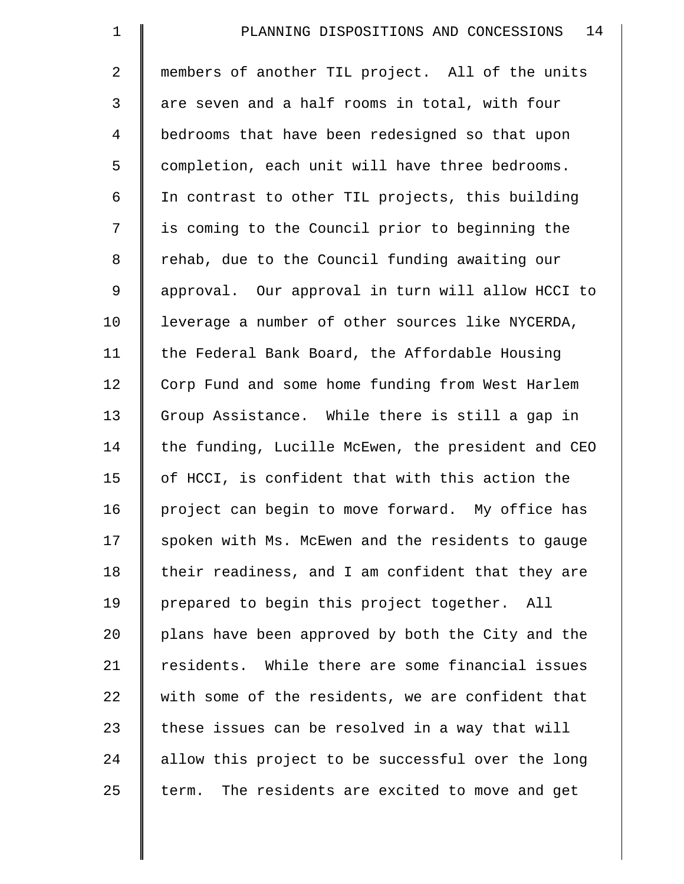members of another TIL project. All of the units are seven and a half rooms in total, with four bedrooms that have been redesigned so that upon completion, each unit will have three bedrooms. In contrast to other TIL projects, this building is coming to the Council prior to beginning the rehab, due to the Council funding awaiting our approval. Our approval in turn will allow HCCI to leverage a number of other sources like NYCERDA, the Federal Bank Board, the Affordable Housing Corp Fund and some home funding from West Harlem Group Assistance. While there is still a gap in the funding, Lucille McEwen, the president and CEO of HCCI, is confident that with this action the project can begin to move forward. My office has spoken with Ms. McEwen and the residents to gauge their readiness, and I am confident that they are prepared to begin this project together. All plans have been approved by both the City and the residents. While there are some financial issues with some of the residents, we are confident that these issues can be resolved in a way that will allow this project to be successful over the long term. The residents are excited to move and get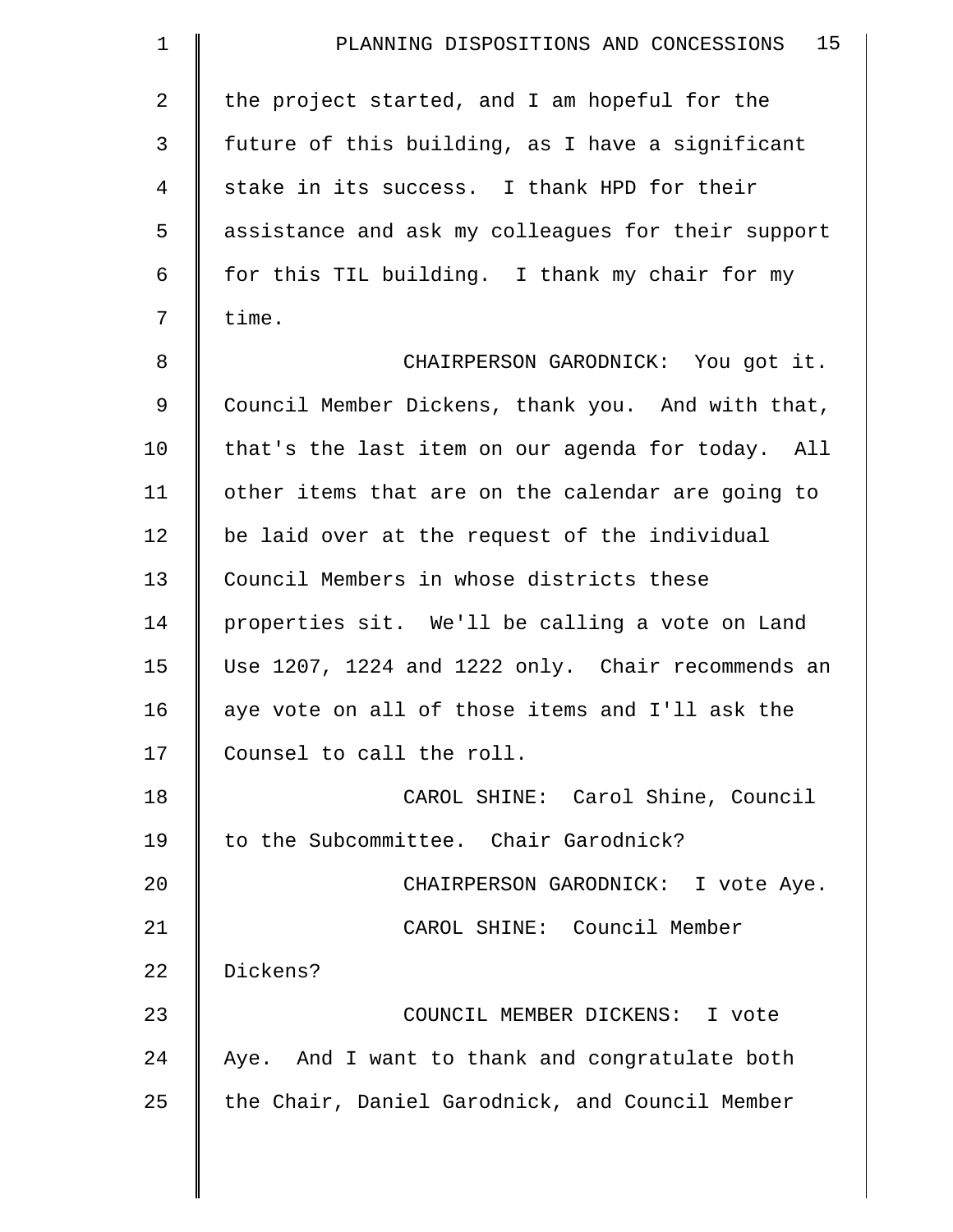the project started, and I am hopeful for the future of this building, as I have a significant stake in its success. I thank HPD for their assistance and ask my colleagues for their support for this TIL building. I thank my chair for my time.

CHAIRPERSON GARODNICK: You got it. Council Member Dickens, thank you. And with that, that's the last item on our agenda for today. All other items that are on the calendar are going to be laid over at the request of the individual Council Members in whose districts these properties sit. We'll be calling a vote on Land Use 1207, 1224 and 1222 only. Chair recommends an aye vote on all of those items and I'll ask the Counsel to call the roll.

CAROL SHINE: Carol Shine, Council to the Subcommittee. Chair Garodnick?

CHAIRPERSON GARODNICK: I vote Aye.

CAROL SHINE: Council Member Dickens?

COUNCIL MEMBER DICKENS: I vote Aye. And I want to thank and congratulate both the Chair, Daniel Garodnick, and Council Member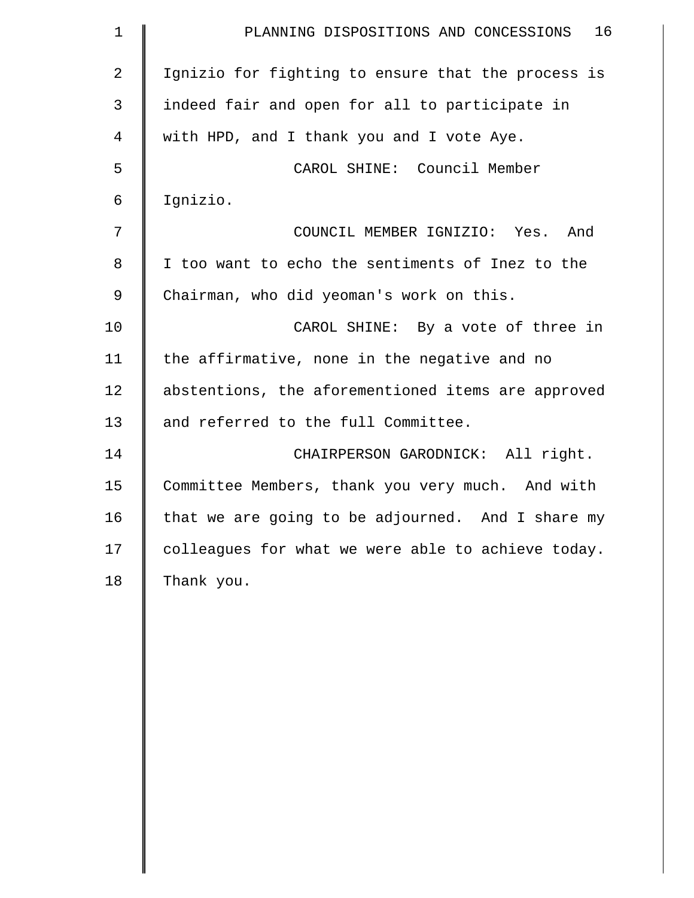Ignizio for fighting to ensure that the process is indeed fair and open for all to participate in with HPD, and I thank you and I vote Aye.

CAROL SHINE: Council Member Ignizio.

COUNCIL MEMBER IGNIZIO: Yes. And I too want to echo the sentiments of Inez to the Chairman, who did yeoman's work on this.

CAROL SHINE: By a vote of three in the affirmative, none in the negative and no abstentions, the aforementioned items are approved and referred to the full Committee.

CHAIRPERSON GARODNICK: All right. Committee Members, thank you very much. And with that we are going to be adjourned. And I share my colleagues for what we were able to achieve today. Thank you.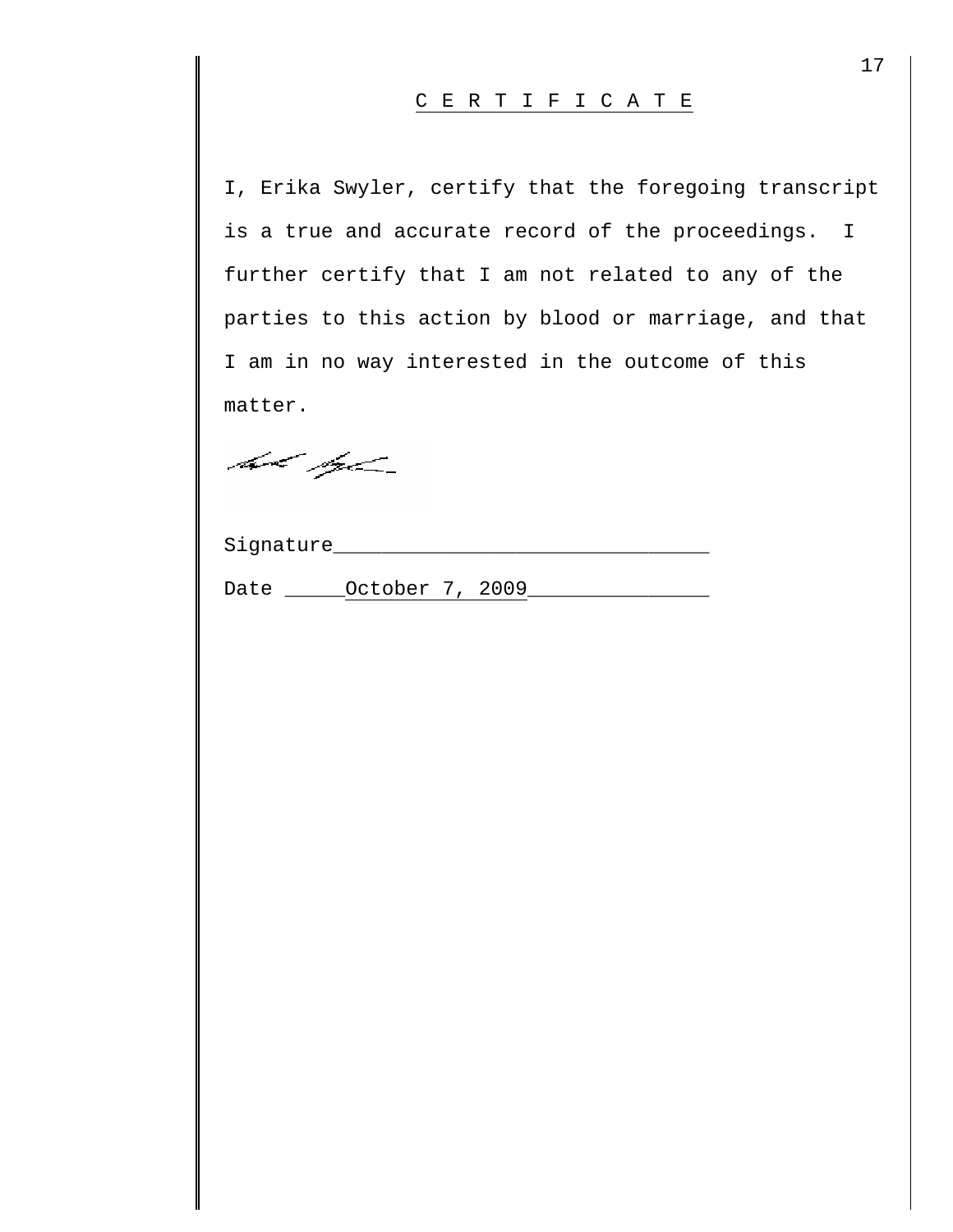# C E R T I F I C A T E

I, Erika Swyler, certify that the foregoing transcript is a true and accurate record of the proceedings. I further certify that I am not related to any of the parties to this action by blood or marriage, and that I am in no way interested in the outcome of this matter.

Signature_______________________________

Date _____October 7, 2009_______________